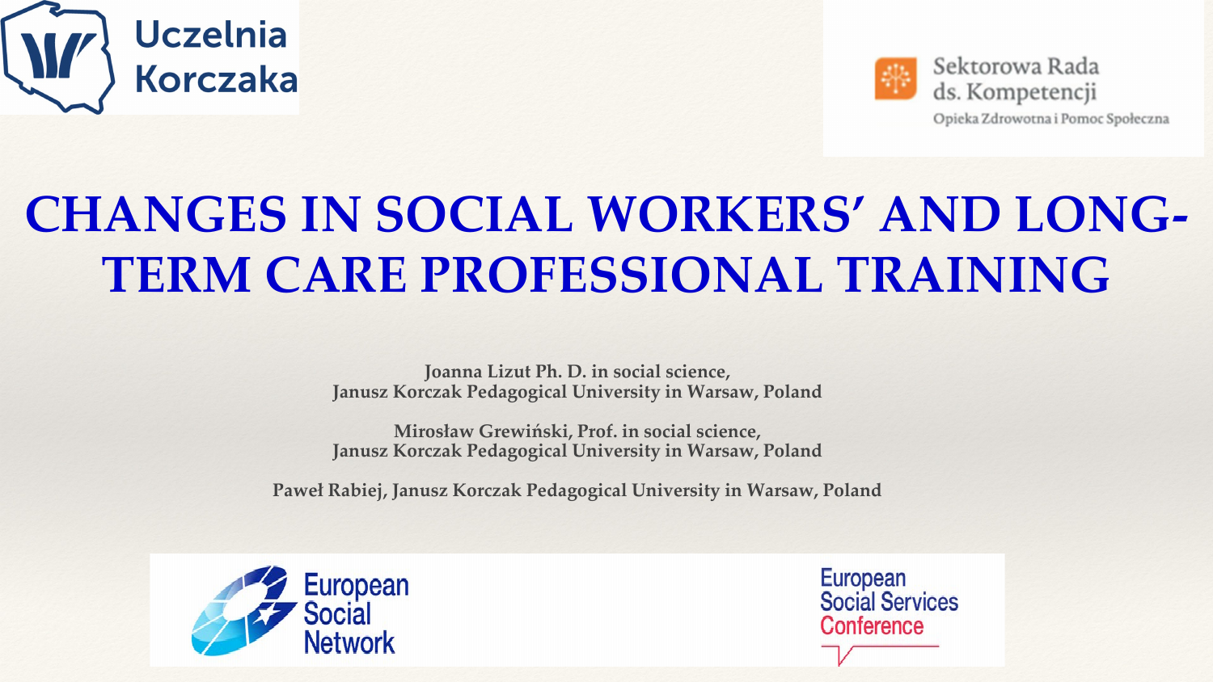Uczelnia Korczaka

Sektorowa Rada ds. Kompetencji
Opieka Zdrowotna i Pomoc Społeczna

# CHANGES IN SOCIAL WORKERS' AND LONG-TERM CARE PROFESSIONAL TRAINING

**Joanna Lizut Ph. D. in social science,**
**Janusz Korczak Pedagogical University in Warsaw, Poland**

**Mirosław Grewiński, Prof. in social science,**
**Janusz Korczak Pedagogical University in Warsaw, Poland**

**Paweł Rabiej, Janusz Korczak Pedagogical University in Warsaw, Poland**

European Social Network

European Social Services Conference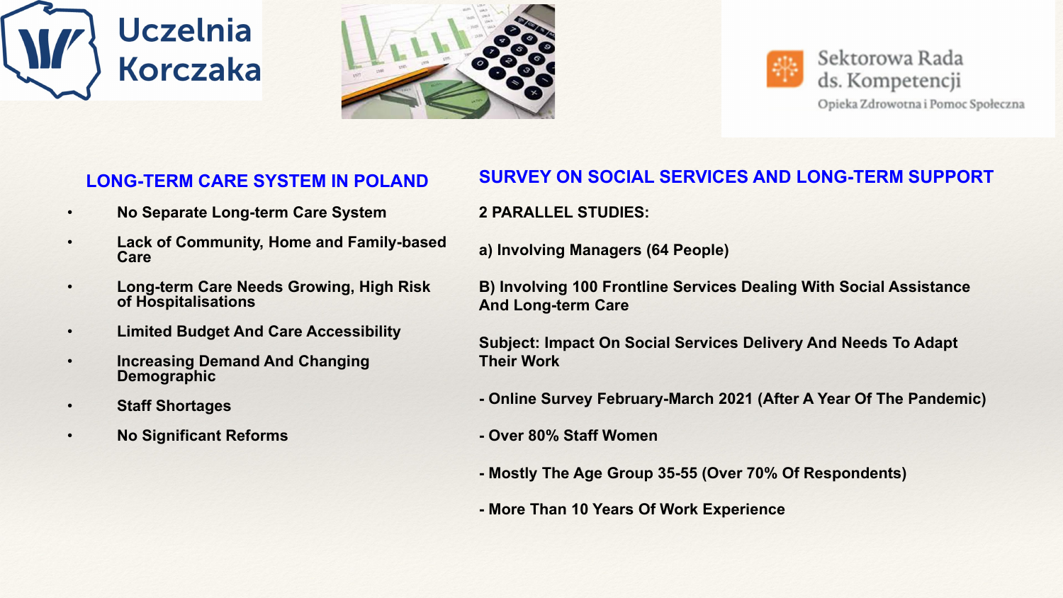Uczelnia Korczaka

Sektorowa Rada ds. Kompetencji
Opieka Zdrowotna i Pomoc Społeczna

## LONG-TERM CARE SYSTEM IN POLAND

- **No Separate Long-term Care System**
- **Lack of Community, Home and Family-based Care**
- **Long-term Care Needs Growing, High Risk of Hospitalisations**
- **Limited Budget And Care Accessibility**
- **Increasing Demand And Changing Demographic**
- **Staff Shortages**
- **No Significant Reforms**

## SURVEY ON SOCIAL SERVICES AND LONG-TERM SUPPORT

**2 PARALLEL STUDIES:**

**a) Involving Managers (64 People)**

**B) Involving 100 Frontline Services Dealing With Social Assistance And Long-term Care**

**Subject: Impact On Social Services Delivery And Needs To Adapt Their Work**

**- Online Survey February-March 2021 (After A Year Of The Pandemic)**

**- Over 80% Staff Women**

**- Mostly The Age Group 35-55 (Over 70% Of Respondents)**

**- More Than 10 Years Of Work Experience**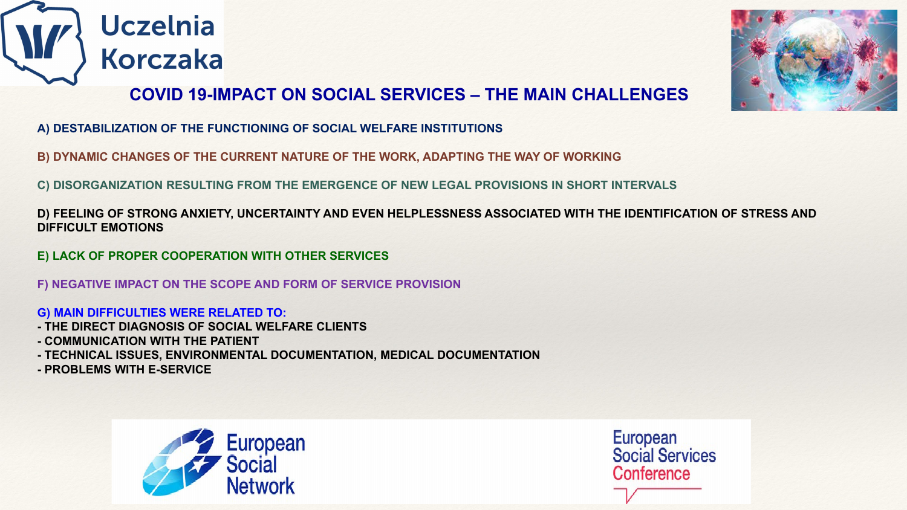## COVID 19-IMPACT ON SOCIAL SERVICES – THE MAIN CHALLENGES

**A) DESTABILIZATION OF THE FUNCTIONING OF SOCIAL WELFARE INSTITUTIONS**

**B) DYNAMIC CHANGES OF THE CURRENT NATURE OF THE WORK, ADAPTING THE WAY OF WORKING**

**C) DISORGANIZATION RESULTING FROM THE EMERGENCE OF NEW LEGAL PROVISIONS IN SHORT INTERVALS**

**D) FEELING OF STRONG ANXIETY, UNCERTAINTY AND EVEN HELPLESSNESS ASSOCIATED WITH THE IDENTIFICATION OF STRESS AND DIFFICULT EMOTIONS**

**E) LACK OF PROPER COOPERATION WITH OTHER SERVICES**

**F) NEGATIVE IMPACT ON THE SCOPE AND FORM OF SERVICE PROVISION**

**G) MAIN DIFFICULTIES WERE RELATED TO:**

- **THE DIRECT DIAGNOSIS OF SOCIAL WELFARE CLIENTS**
- **COMMUNICATION WITH THE PATIENT**
- **TECHNICAL ISSUES, ENVIRONMENTAL DOCUMENTATION, MEDICAL DOCUMENTATION**
- **PROBLEMS WITH E-SERVICE**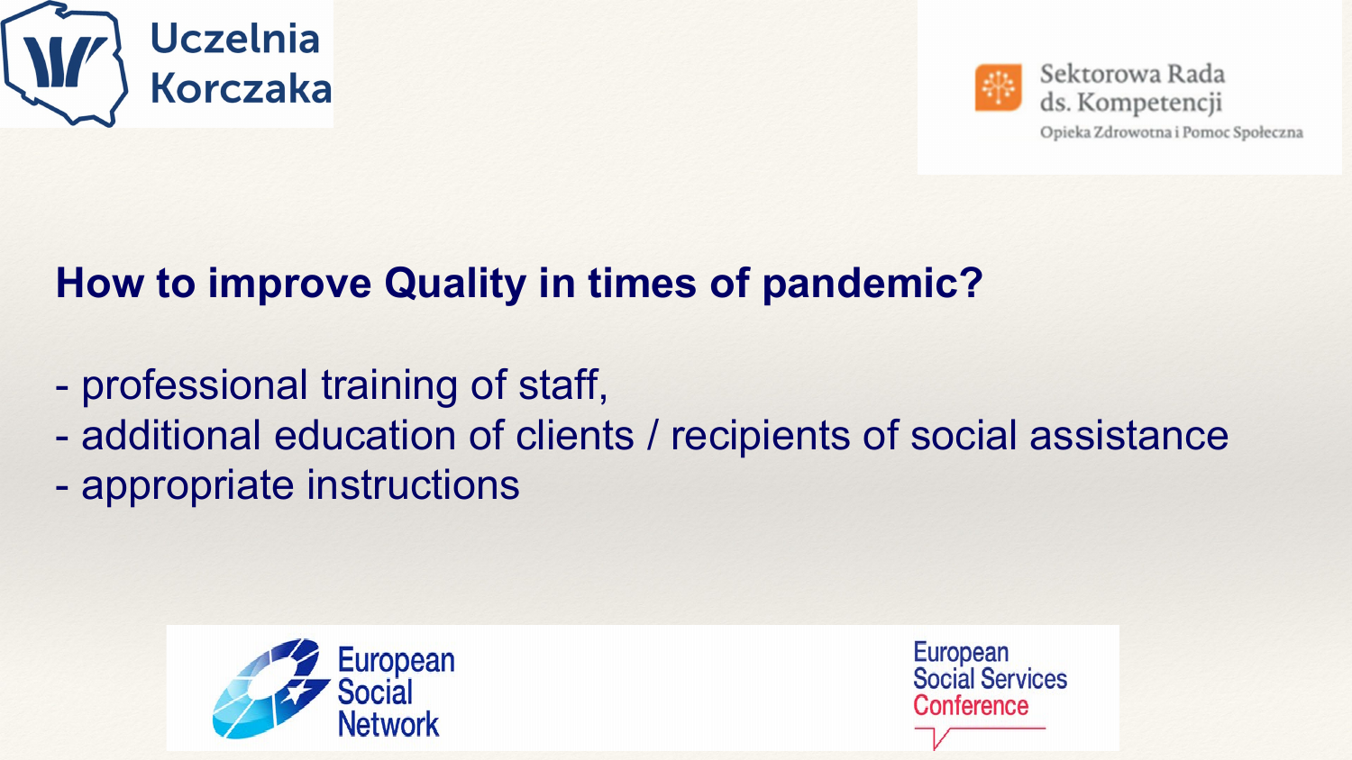## How to improve Quality in times of pandemic?

- professional training of staff,
- additional education of clients / recipients of social assistance
- appropriate instructions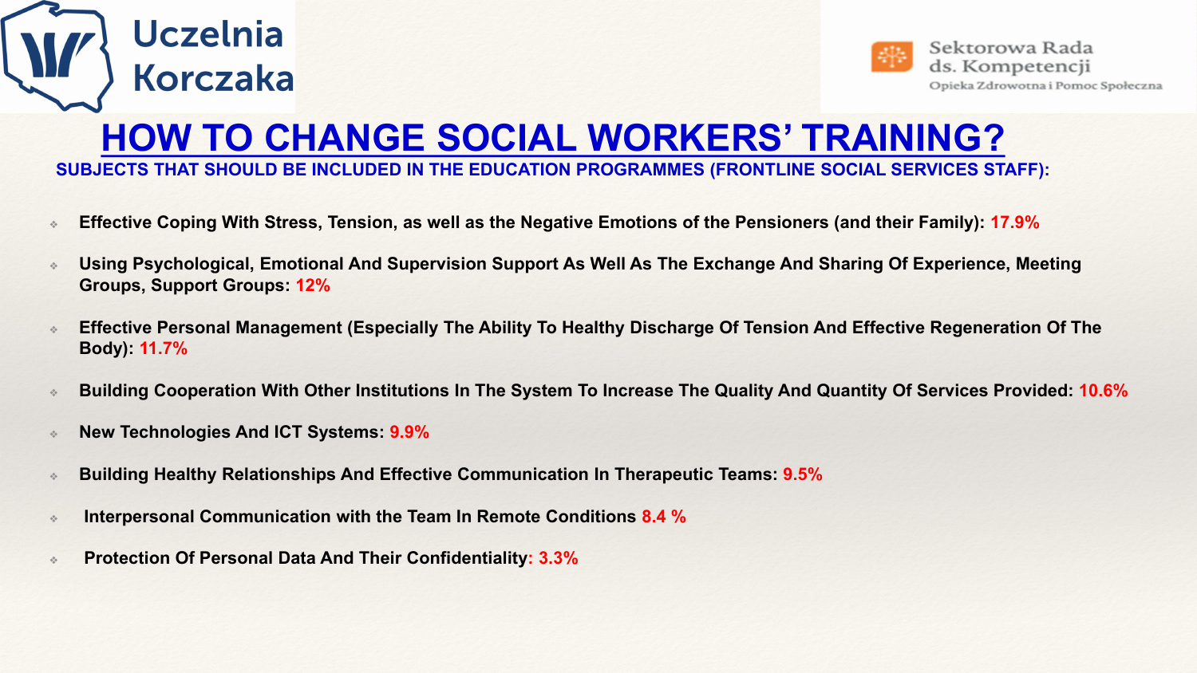# HOW TO CHANGE SOCIAL WORKERS' TRAINING?

**SUBJECTS THAT SHOULD BE INCLUDED IN THE EDUCATION PROGRAMMES (FRONTLINE SOCIAL SERVICES STAFF):**

- **Effective Coping With Stress, Tension, as well as the Negative Emotions of the Pensioners (and their Family): 17.9%**
- **Using Psychological, Emotional And Supervision Support As Well As The Exchange And Sharing Of Experience, Meeting Groups, Support Groups: 12%**
- **Effective Personal Management (Especially The Ability To Healthy Discharge Of Tension And Effective Regeneration Of The Body): 11.7%**
- **Building Cooperation With Other Institutions In The System To Increase The Quality And Quantity Of Services Provided: 10.6%**
- **New Technologies And ICT Systems: 9.9%**
- **Building Healthy Relationships And Effective Communication In Therapeutic Teams: 9.5%**
- **Interpersonal Communication with the Team In Remote Conditions 8.4 %**
- **Protection Of Personal Data And Their Confidentiality: 3.3%**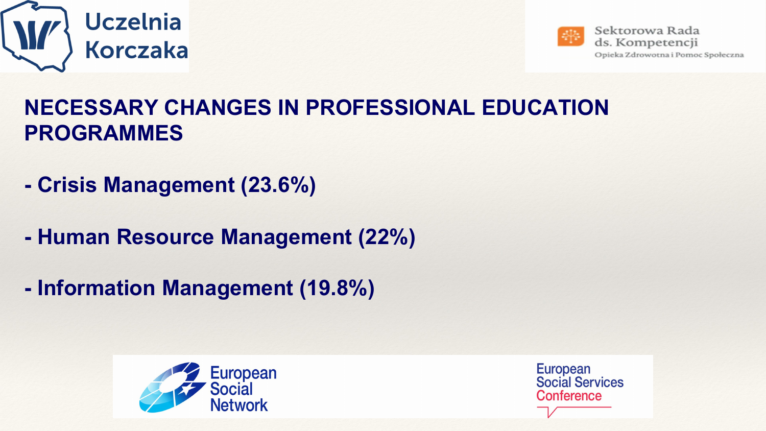# NECESSARY CHANGES IN PROFESSIONAL EDUCATION PROGRAMMES

- Crisis Management (23.6%)
- Human Resource Management (22%)
- Information Management (19.8%)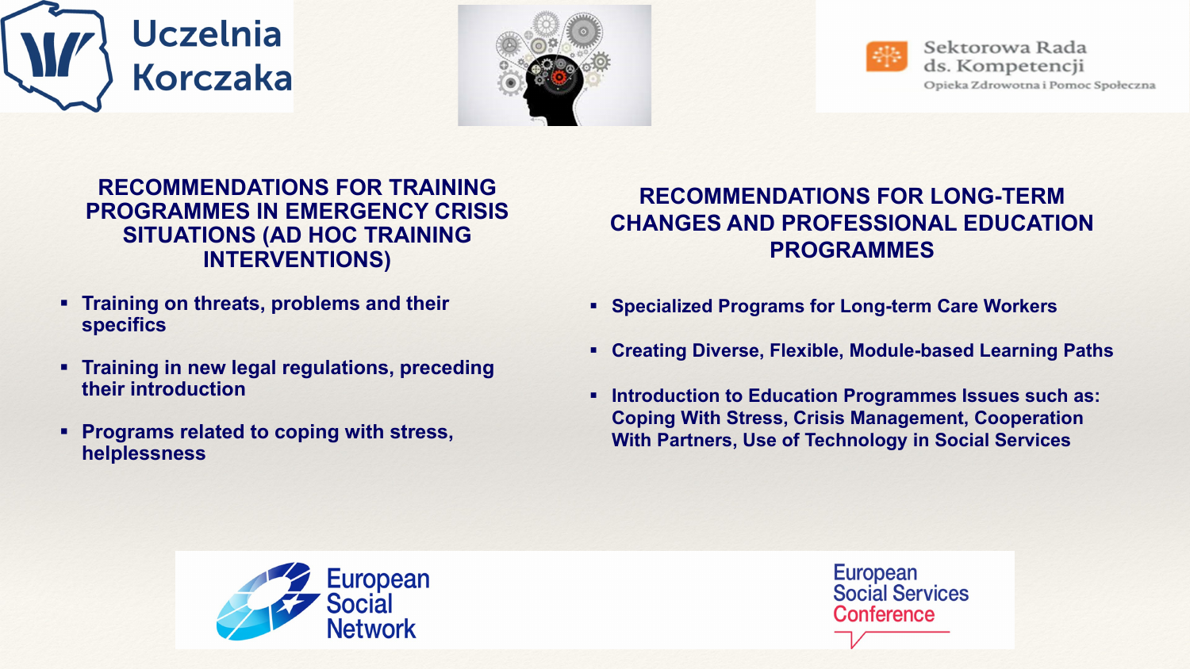## RECOMMENDATIONS FOR TRAINING PROGRAMMES IN EMERGENCY CRISIS SITUATIONS (AD HOC TRAINING INTERVENTIONS)

- **Training on threats, problems and their specifics**
- **Training in new legal regulations, preceding their introduction**
- **Programs related to coping with stress, helplessness**

## RECOMMENDATIONS FOR LONG-TERM CHANGES AND PROFESSIONAL EDUCATION PROGRAMMES

- **Specialized Programs for Long-term Care Workers**
- **Creating Diverse, Flexible, Module-based Learning Paths**
- **Introduction to Education Programmes Issues such as: Coping With Stress, Crisis Management, Cooperation With Partners, Use of Technology in Social Services**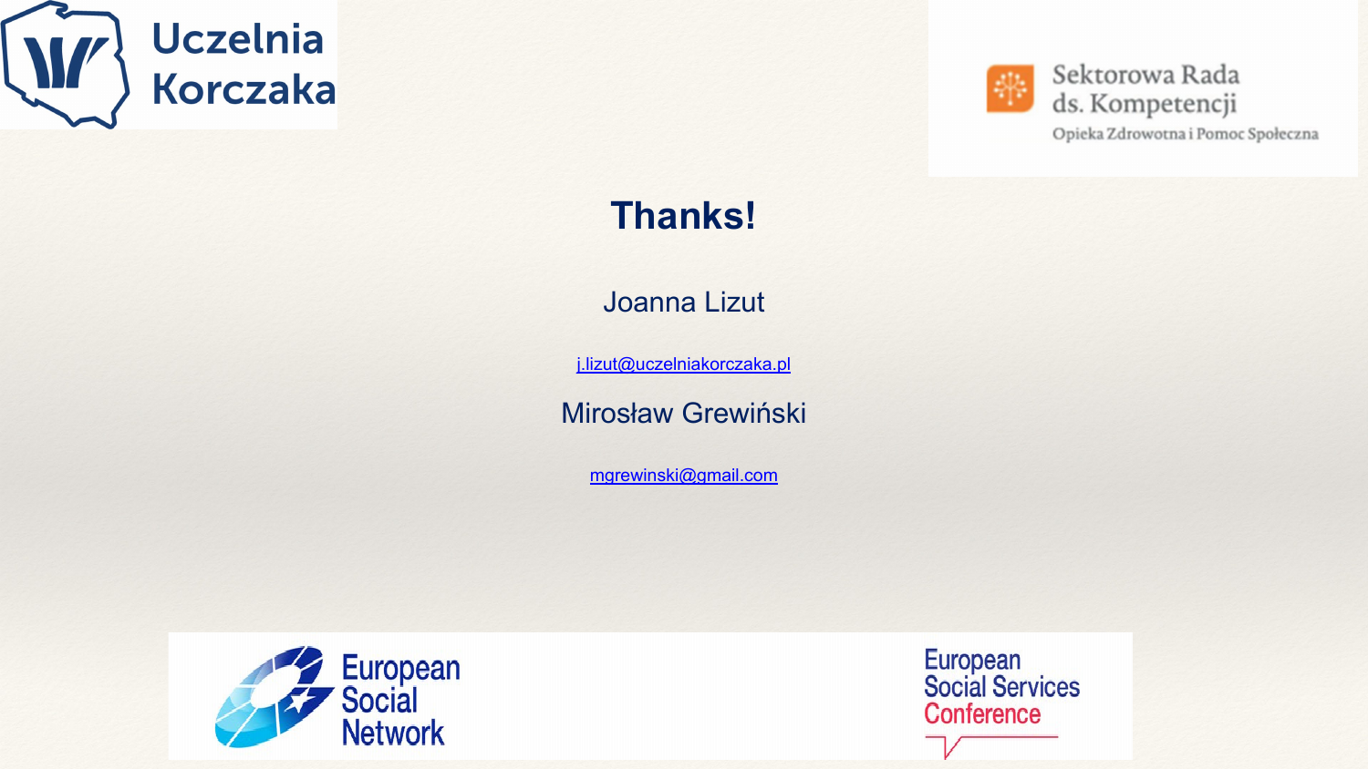Uczelnia Korczaka

Sektorowa Rada ds. Kompetencji
Opieka Zdrowotna i Pomoc Społeczna

# Thanks!

Joanna Lizut

j.lizut@uczelniakorczaka.pl

Mirosław Grewiński

mgrewinski@gmail.com

European Social Network

European Social Services Conference